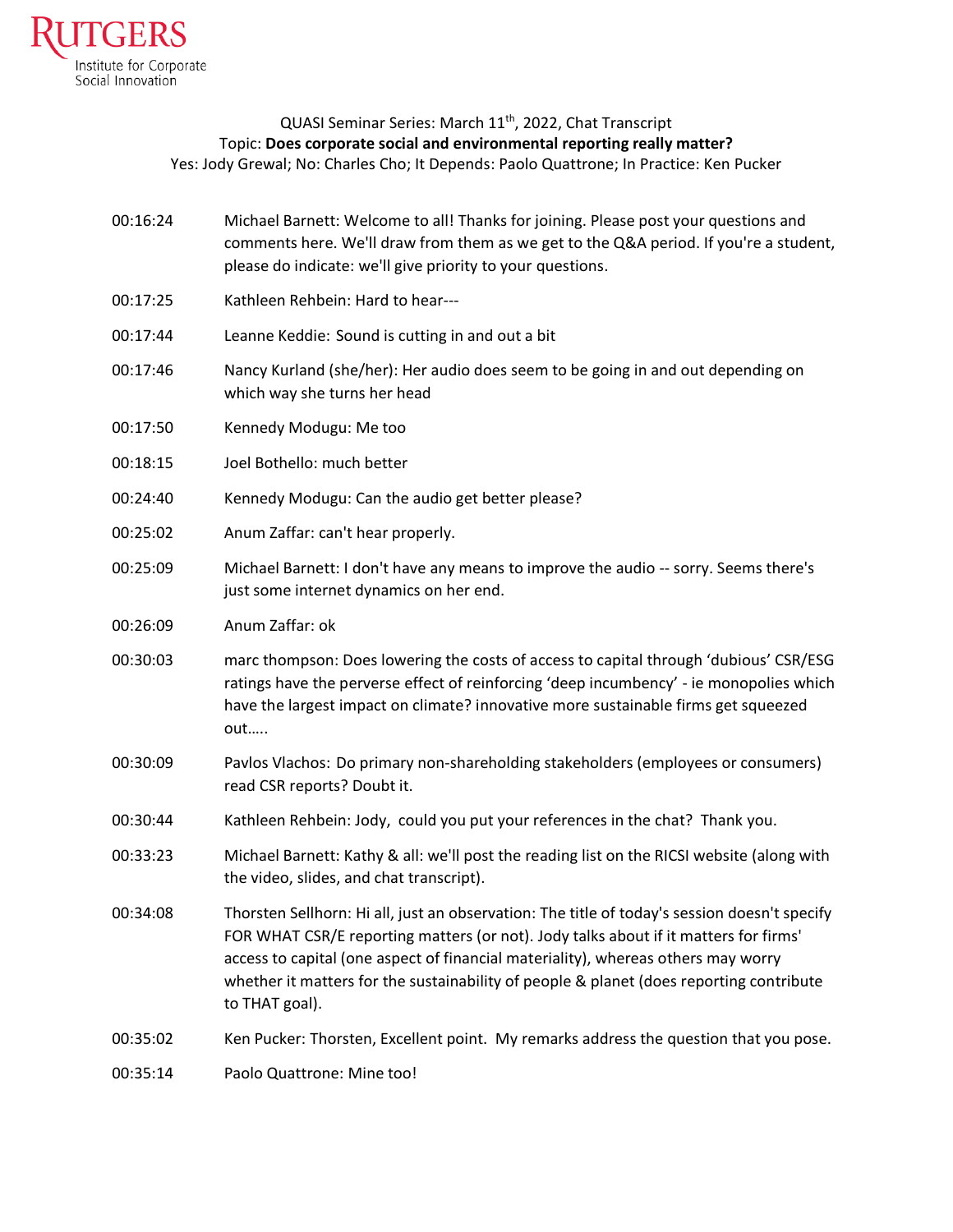Rutgers Institute for Corporate Social Innovation

QUASI Seminar Series: March 11th, 2022, Chat Transcript
Topic: **Does corporate social and environmental reporting really matter?**
Yes: Jody Grewal; No: Charles Cho; It Depends: Paolo Quattrone; In Practice: Ken Pucker

| | |
|---|---|
| 00:16:24 | Michael Barnett: Welcome to all! Thanks for joining. Please post your questions and comments here. We'll draw from them as we get to the Q&A period. If you're a student, please do indicate: we'll give priority to your questions. |
| 00:17:25 | Kathleen Rehbein: Hard to hear--- |
| 00:17:44 | Leanne Keddie: Sound is cutting in and out a bit |
| 00:17:46 | Nancy Kurland (she/her): Her audio does seem to be going in and out depending on which way she turns her head |
| 00:17:50 | Kennedy Modugu: Me too |
| 00:18:15 | Joel Bothello: much better |
| 00:24:40 | Kennedy Modugu: Can the audio get better please? |
| 00:25:02 | Anum Zaffar: can't hear properly. |
| 00:25:09 | Michael Barnett: I don't have any means to improve the audio -- sorry. Seems there's just some internet dynamics on her end. |
| 00:26:09 | Anum Zaffar: ok |
| 00:30:03 | marc thompson: Does lowering the costs of access to capital through 'dubious' CSR/ESG ratings have the perverse effect of reinforcing 'deep incumbency' - ie monopolies which have the largest impact on climate? innovative more sustainable firms get squeezed out….. |
| 00:30:09 | Pavlos Vlachos: Do primary non-shareholding stakeholders (employees or consumers) read CSR reports? Doubt it. |
| 00:30:44 | Kathleen Rehbein: Jody, could you put your references in the chat? Thank you. |
| 00:33:23 | Michael Barnett: Kathy & all: we'll post the reading list on the RICSI website (along with the video, slides, and chat transcript). |
| 00:34:08 | Thorsten Sellhorn: Hi all, just an observation: The title of today's session doesn't specify FOR WHAT CSR/E reporting matters (or not). Jody talks about if it matters for firms' access to capital (one aspect of financial materiality), whereas others may worry whether it matters for the sustainability of people & planet (does reporting contribute to THAT goal). |
| 00:35:02 | Ken Pucker: Thorsten, Excellent point. My remarks address the question that you pose. |
| 00:35:14 | Paolo Quattrone: Mine too! |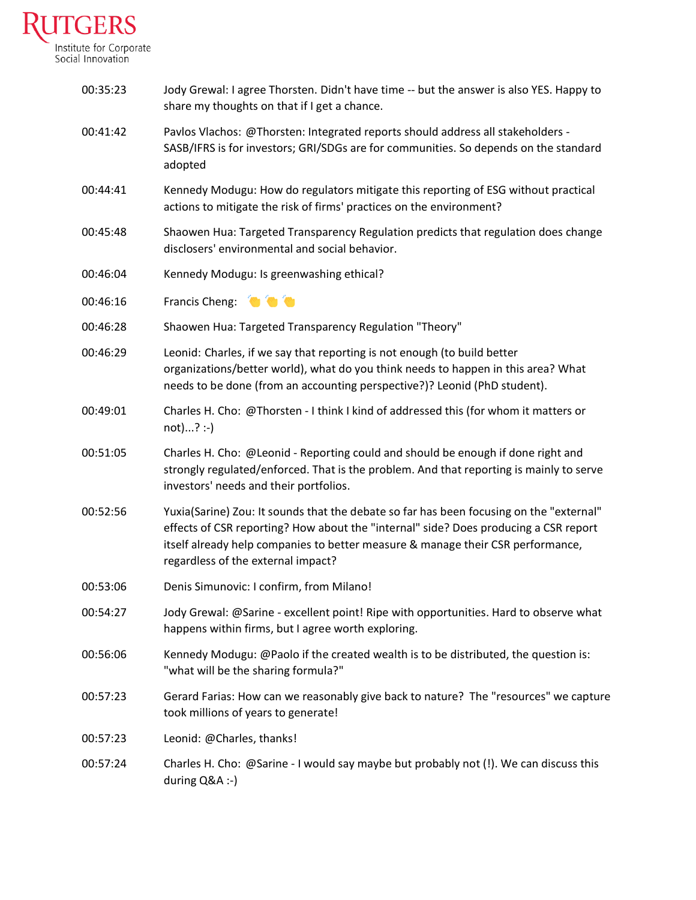| | |
|---|---|
| 00:35:23 | Jody Grewal: I agree Thorsten. Didn't have time -- but the answer is also YES. Happy to share my thoughts on that if I get a chance. |
| 00:41:42 | Pavlos Vlachos: @Thorsten: Integrated reports should address all stakeholders - SASB/IFRS is for investors; GRI/SDGs are for communities. So depends on the standard adopted |
| 00:44:41 | Kennedy Modugu: How do regulators mitigate this reporting of ESG without practical actions to mitigate the risk of firms' practices on the environment? |
| 00:45:48 | Shaowen Hua: Targeted Transparency Regulation predicts that regulation does change disclosers' environmental and social behavior. |
| 00:46:04 | Kennedy Modugu: Is greenwashing ethical? |
| 00:46:16 | Francis Cheng: 👏👏👏 |
| 00:46:28 | Shaowen Hua: Targeted Transparency Regulation "Theory" |
| 00:46:29 | Leonid: Charles, if we say that reporting is not enough (to build better organizations/better world), what do you think needs to happen in this area? What needs to be done (from an accounting perspective?)? Leonid (PhD student). |
| 00:49:01 | Charles H. Cho: @Thorsten - I think I kind of addressed this (for whom it matters or not)...? :-) |
| 00:51:05 | Charles H. Cho: @Leonid - Reporting could and should be enough if done right and strongly regulated/enforced. That is the problem. And that reporting is mainly to serve investors' needs and their portfolios. |
| 00:52:56 | Yuxia(Sarine) Zou: It sounds that the debate so far has been focusing on the "external" effects of CSR reporting? How about the "internal" side? Does producing a CSR report itself already help companies to better measure & manage their CSR performance, regardless of the external impact? |
| 00:53:06 | Denis Simunovic: I confirm, from Milano! |
| 00:54:27 | Jody Grewal: @Sarine - excellent point! Ripe with opportunities. Hard to observe what happens within firms, but I agree worth exploring. |
| 00:56:06 | Kennedy Modugu: @Paolo if the created wealth is to be distributed, the question is: "what will be the sharing formula?" |
| 00:57:23 | Gerard Farias: How can we reasonably give back to nature? The "resources" we capture took millions of years to generate! |
| 00:57:23 | Leonid: @Charles, thanks! |
| 00:57:24 | Charles H. Cho: @Sarine - I would say maybe but probably not (!). We can discuss this during Q&A :-) |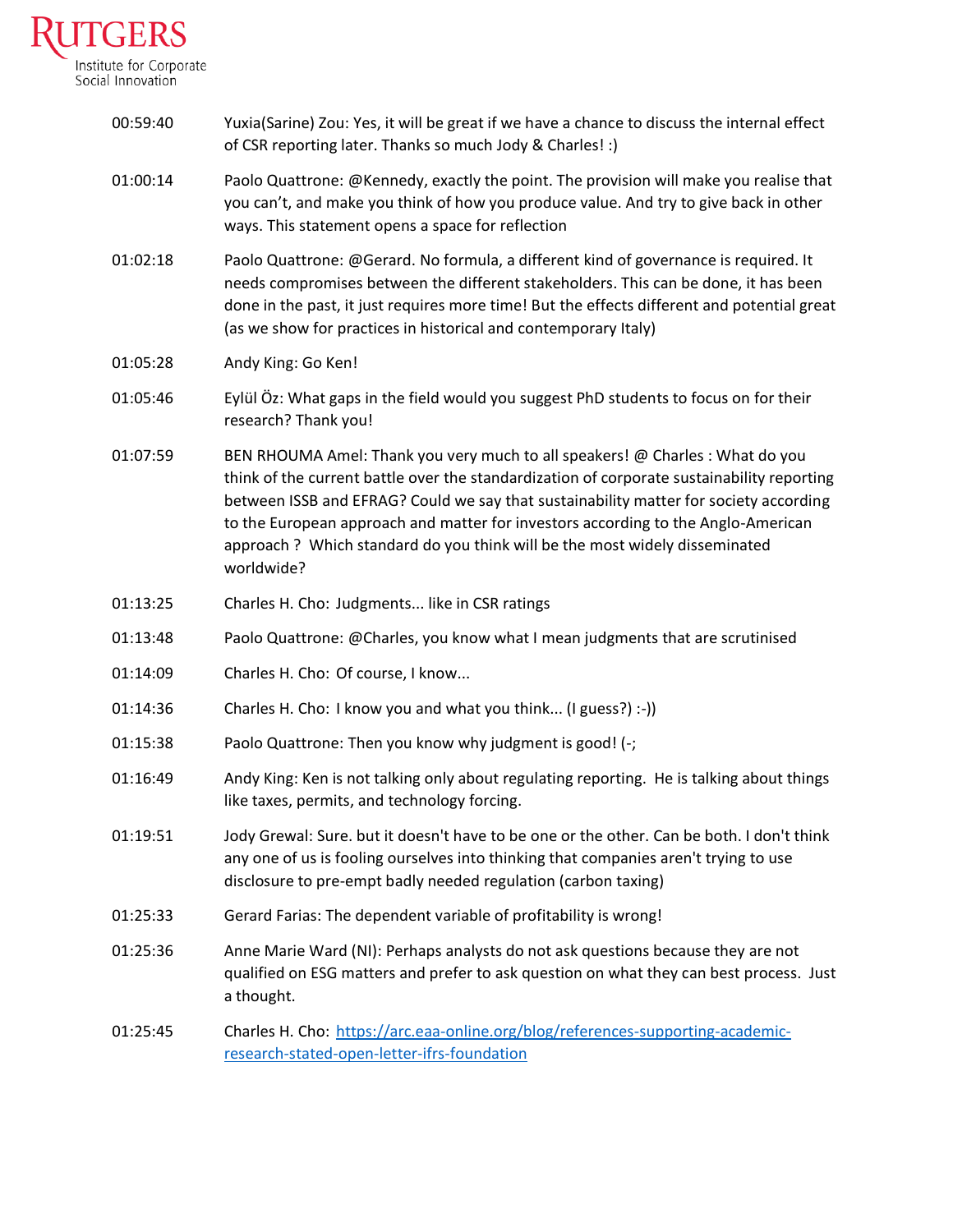| | |
|---|---|
| 00:59:40 | Yuxia(Sarine) Zou: Yes, it will be great if we have a chance to discuss the internal effect of CSR reporting later. Thanks so much Jody & Charles! :) |
| 01:00:14 | Paolo Quattrone: @Kennedy, exactly the point. The provision will make you realise that you can't, and make you think of how you produce value. And try to give back in other ways. This statement opens a space for reflection |
| 01:02:18 | Paolo Quattrone: @Gerard. No formula, a different kind of governance is required. It needs compromises between the different stakeholders. This can be done, it has been done in the past, it just requires more time! But the effects different and potential great (as we show for practices in historical and contemporary Italy) |
| 01:05:28 | Andy King: Go Ken! |
| 01:05:46 | Eylül Öz: What gaps in the field would you suggest PhD students to focus on for their research? Thank you! |
| 01:07:59 | BEN RHOUMA Amel: Thank you very much to all speakers! @ Charles : What do you think of the current battle over the standardization of corporate sustainability reporting between ISSB and EFRAG? Could we say that sustainability matter for society according to the European approach and matter for investors according to the Anglo-American approach ? Which standard do you think will be the most widely disseminated worldwide? |
| 01:13:25 | Charles H. Cho: Judgments... like in CSR ratings |
| 01:13:48 | Paolo Quattrone: @Charles, you know what I mean judgments that are scrutinised |
| 01:14:09 | Charles H. Cho: Of course, I know... |
| 01:14:36 | Charles H. Cho: I know you and what you think... (I guess?) :-)) |
| 01:15:38 | Paolo Quattrone: Then you know why judgment is good! (-; |
| 01:16:49 | Andy King: Ken is not talking only about regulating reporting. He is talking about things like taxes, permits, and technology forcing. |
| 01:19:51 | Jody Grewal: Sure. but it doesn't have to be one or the other. Can be both. I don't think any one of us is fooling ourselves into thinking that companies aren't trying to use disclosure to pre-empt badly needed regulation (carbon taxing) |
| 01:25:33 | Gerard Farias: The dependent variable of profitability is wrong! |
| 01:25:36 | Anne Marie Ward (NI): Perhaps analysts do not ask questions because they are not qualified on ESG matters and prefer to ask question on what they can best process. Just a thought. |
| 01:25:45 | Charles H. Cho: [https://arc.eaa-online.org/blog/references-supporting-academic-research-stated-open-letter-ifrs-foundation](https://arc.eaa-online.org/blog/references-supporting-academic-research-stated-open-letter-ifrs-foundation) |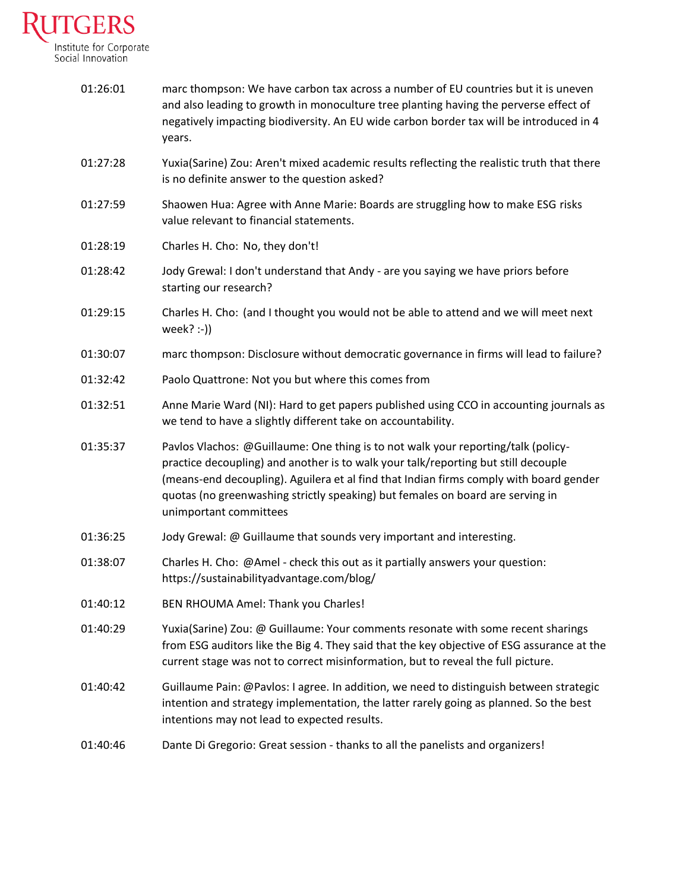| | |
|---|---|
| 01:26:01 | marc thompson: We have carbon tax across a number of EU countries but it is uneven and also leading to growth in monoculture tree planting having the perverse effect of negatively impacting biodiversity. An EU wide carbon border tax will be introduced in 4 years. |
| 01:27:28 | Yuxia(Sarine) Zou: Aren't mixed academic results reflecting the realistic truth that there is no definite answer to the question asked? |
| 01:27:59 | Shaowen Hua: Agree with Anne Marie: Boards are struggling how to make ESG risks value relevant to financial statements. |
| 01:28:19 | Charles H. Cho: No, they don't! |
| 01:28:42 | Jody Grewal: I don't understand that Andy - are you saying we have priors before starting our research? |
| 01:29:15 | Charles H. Cho: (and I thought you would not be able to attend and we will meet next week? :-)) |
| 01:30:07 | marc thompson: Disclosure without democratic governance in firms will lead to failure? |
| 01:32:42 | Paolo Quattrone: Not you but where this comes from |
| 01:32:51 | Anne Marie Ward (NI): Hard to get papers published using CCO in accounting journals as we tend to have a slightly different take on accountability. |
| 01:35:37 | Pavlos Vlachos: @Guillaume: One thing is to not walk your reporting/talk (policy-practice decoupling) and another is to walk your talk/reporting but still decouple (means-end decoupling). Aguilera et al find that Indian firms comply with board gender quotas (no greenwashing strictly speaking) but females on board are serving in unimportant committees |
| 01:36:25 | Jody Grewal: @ Guillaume that sounds very important and interesting. |
| 01:38:07 | Charles H. Cho: @Amel - check this out as it partially answers your question: https://sustainabilityadvantage.com/blog/ |
| 01:40:12 | BEN RHOUMA Amel: Thank you Charles! |
| 01:40:29 | Yuxia(Sarine) Zou: @ Guillaume: Your comments resonate with some recent sharings from ESG auditors like the Big 4. They said that the key objective of ESG assurance at the current stage was not to correct misinformation, but to reveal the full picture. |
| 01:40:42 | Guillaume Pain: @Pavlos: I agree. In addition, we need to distinguish between strategic intention and strategy implementation, the latter rarely going as planned. So the best intentions may not lead to expected results. |
| 01:40:46 | Dante Di Gregorio: Great session - thanks to all the panelists and organizers! |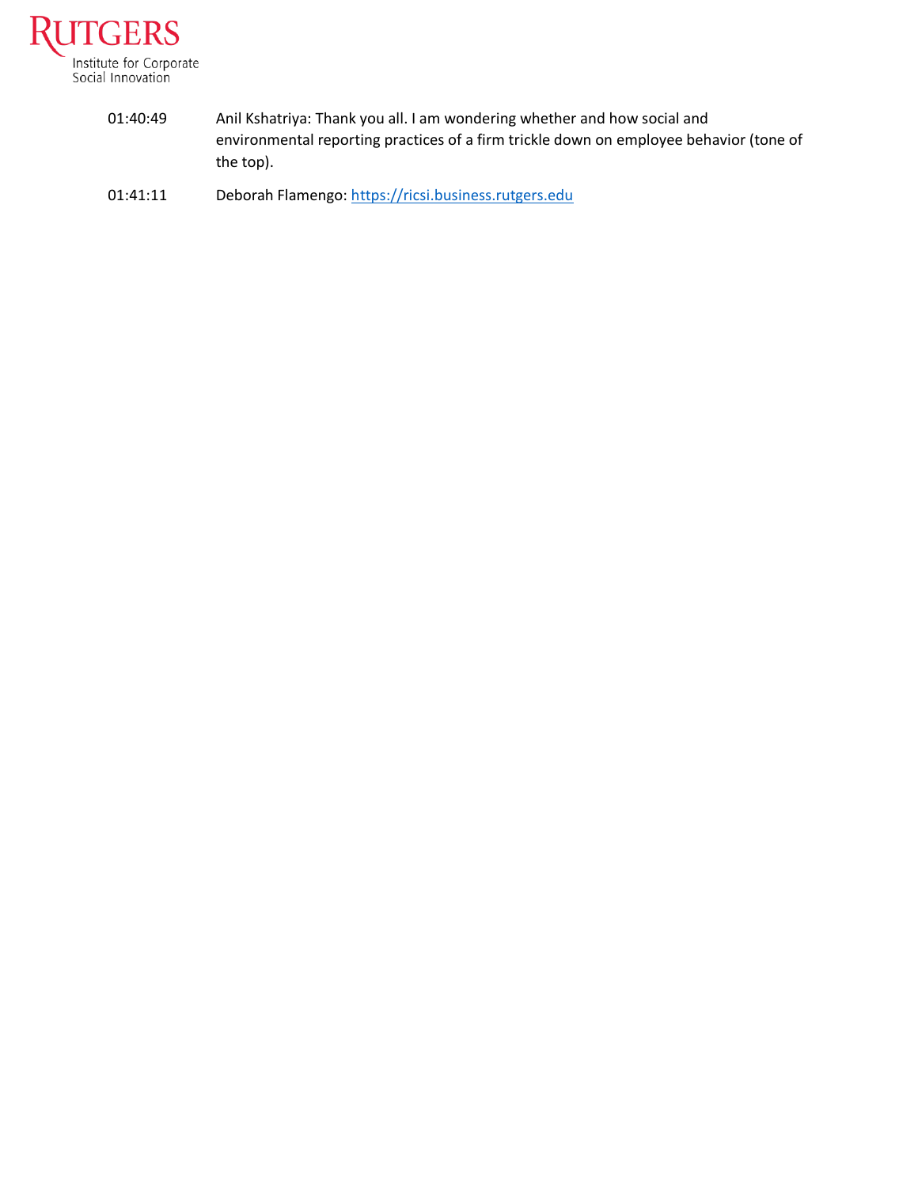01:40:49 Anil Kshatriya: Thank you all. I am wondering whether and how social and environmental reporting practices of a firm trickle down on employee behavior (tone of the top).

01:41:11 Deborah Flamengo: https://ricsi.business.rutgers.edu